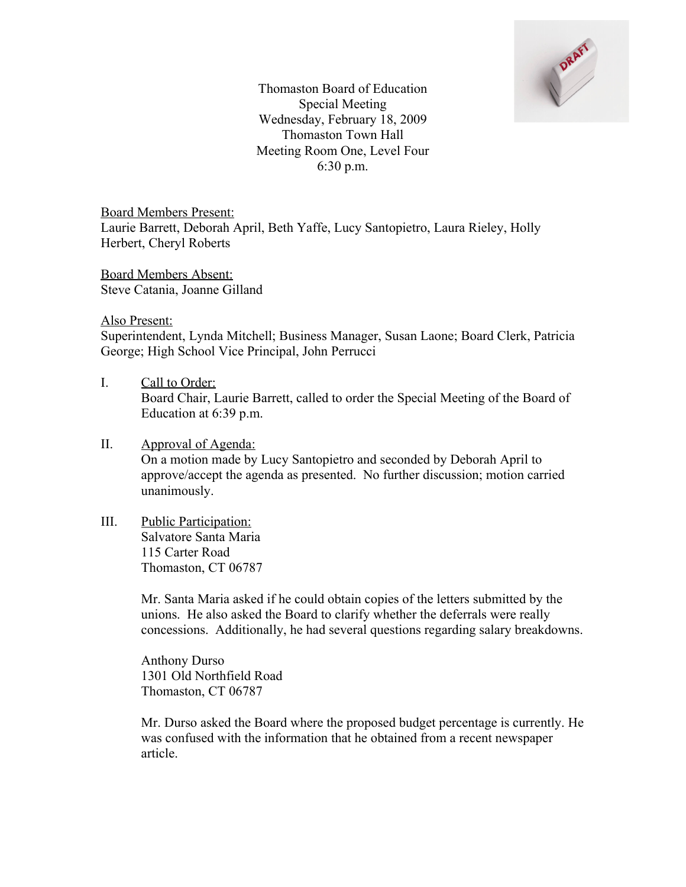Thomaston Board of Education
Special Meeting
Wednesday, February 18, 2009
Thomaston Town Hall
Meeting Room One, Level Four
6:30 p.m.

Board Members Present:
Laurie Barrett, Deborah April, Beth Yaffe, Lucy Santopietro, Laura Rieley, Holly Herbert, Cheryl Roberts

Board Members Absent:
Steve Catania, Joanne Gilland

Also Present:
Superintendent, Lynda Mitchell; Business Manager, Susan Laone; Board Clerk, Patricia George; High School Vice Principal, John Perrucci

I. Call to Order:
Board Chair, Laurie Barrett, called to order the Special Meeting of the Board of Education at 6:39 p.m.

II. Approval of Agenda:
On a motion made by Lucy Santopietro and seconded by Deborah April to approve/accept the agenda as presented. No further discussion; motion carried unanimously.

III. Public Participation:
Salvatore Santa Maria
115 Carter Road
Thomaston, CT 06787

Mr. Santa Maria asked if he could obtain copies of the letters submitted by the unions. He also asked the Board to clarify whether the deferrals were really concessions. Additionally, he had several questions regarding salary breakdowns.

Anthony Durso
1301 Old Northfield Road
Thomaston, CT 06787

Mr. Durso asked the Board where the proposed budget percentage is currently. He was confused with the information that he obtained from a recent newspaper article.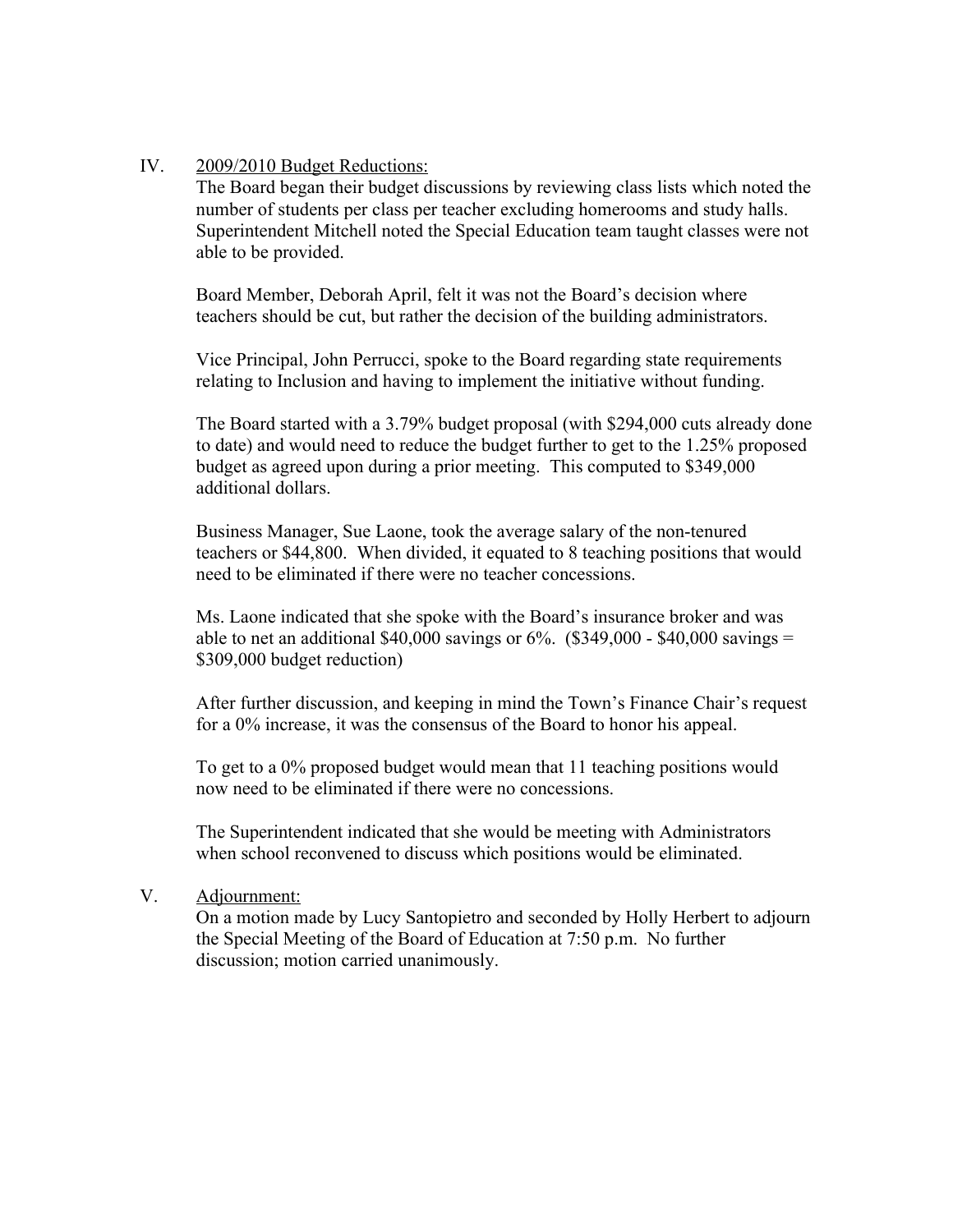IV. <u>2009/2010 Budget Reductions:</u>

The Board began their budget discussions by reviewing class lists which noted the number of students per class per teacher excluding homerooms and study halls. Superintendent Mitchell noted the Special Education team taught classes were not able to be provided.

Board Member, Deborah April, felt it was not the Board's decision where teachers should be cut, but rather the decision of the building administrators.

Vice Principal, John Perrucci, spoke to the Board regarding state requirements relating to Inclusion and having to implement the initiative without funding.

The Board started with a 3.79% budget proposal (with $294,000 cuts already done to date) and would need to reduce the budget further to get to the 1.25% proposed budget as agreed upon during a prior meeting. This computed to $349,000 additional dollars.

Business Manager, Sue Laone, took the average salary of the non-tenured teachers or $44,800. When divided, it equated to 8 teaching positions that would need to be eliminated if there were no teacher concessions.

Ms. Laone indicated that she spoke with the Board's insurance broker and was able to net an additional $40,000 savings or 6%. ($349,000 - $40,000 savings = $309,000 budget reduction)

After further discussion, and keeping in mind the Town's Finance Chair's request for a 0% increase, it was the consensus of the Board to honor his appeal.

To get to a 0% proposed budget would mean that 11 teaching positions would now need to be eliminated if there were no concessions.

The Superintendent indicated that she would be meeting with Administrators when school reconvened to discuss which positions would be eliminated.

V. <u>Adjournment:</u>

On a motion made by Lucy Santopietro and seconded by Holly Herbert to adjourn the Special Meeting of the Board of Education at 7:50 p.m. No further discussion; motion carried unanimously.